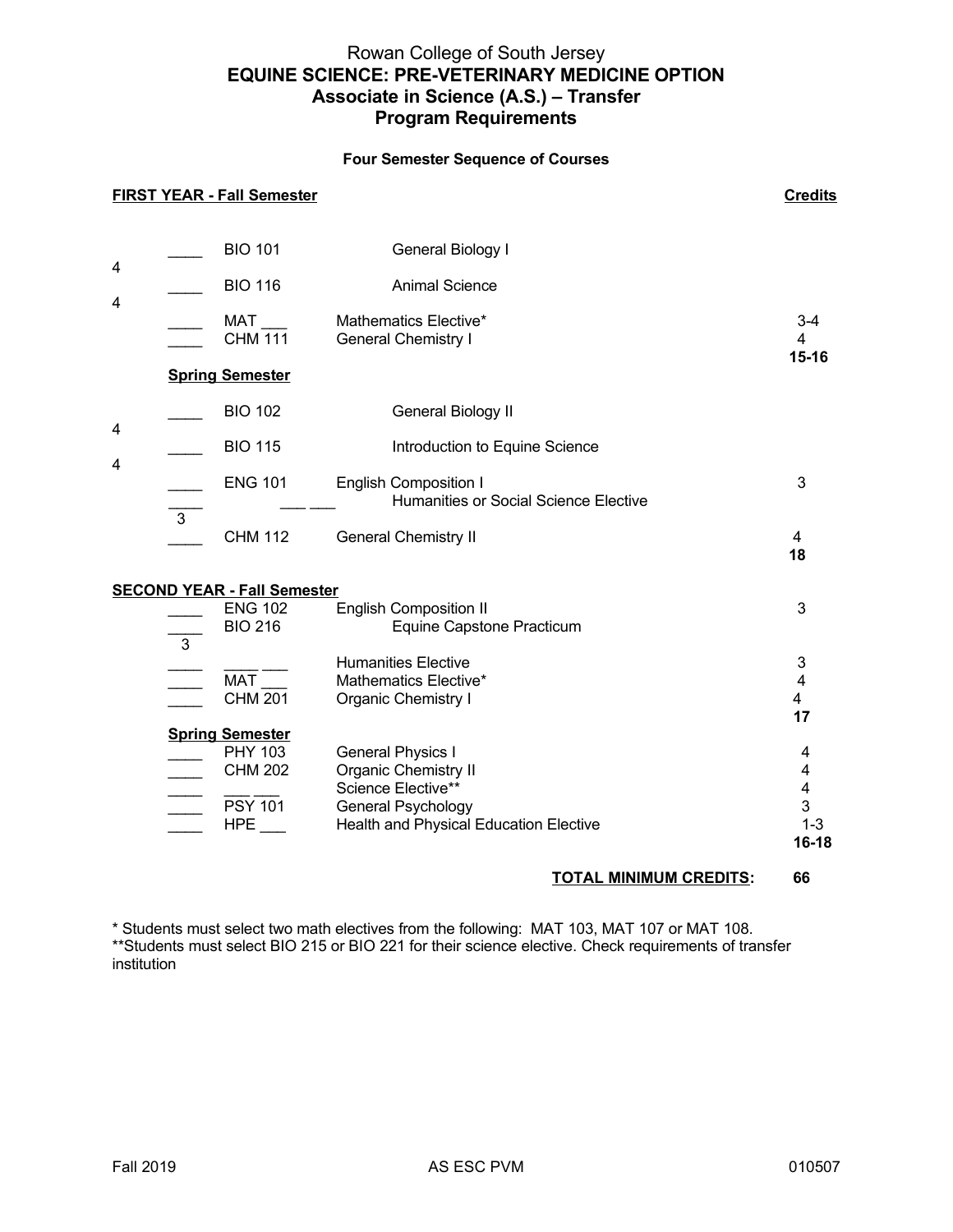# Rowan College of South Jersey
## EQUINE SCIENCE: PRE-VETERINARY MEDICINE OPTION
## Associate in Science (A.S.) – Transfer
## Program Requirements

**Four Semester Sequence of Courses**

**FIRST YEAR - Fall Semester**

| | Course | Title | Credits |
|---|---|---|---|
| ____ | BIO 101 | General Biology I | 4 |
| ____ | BIO 116 | Animal Science | 4 |
| ____ | MAT ___ | Mathematics Elective* | 3-4 |
| ____ | CHM 111 | General Chemistry I | 4 |
| | | | **15-16** |

**Spring Semester**

| | Course | Title | Credits |
|---|---|---|---|
| ____ | BIO 102 | General Biology II | 4 |
| ____ | BIO 115 | Introduction to Equine Science | 4 |
| ____ | ENG 101 | English Composition I | 3 |
| ____ | ___ ___ | Humanities or Social Science Elective | 3 |
| ____ | CHM 112 | General Chemistry II | 4 |
| | | | **18** |

**SECOND YEAR - Fall Semester**

| | Course | Title | Credits |
|---|---|---|---|
| ____ | ENG 102 | English Composition II | 3 |
| ____ | BIO 216 | Equine Capstone Practicum | 3 |
| ____ | ____ ___ | Humanities Elective | 3 |
| ____ | MAT ___ | Mathematics Elective* | 4 |
| ____ | CHM 201 | Organic Chemistry I | 4 |
| | | | **17** |

**Spring Semester**

| | Course | Title | Credits |
|---|---|---|---|
| ____ | PHY 103 | General Physics I | 4 |
| ____ | CHM 202 | Organic Chemistry II | 4 |
| ____ | ___ ___ | Science Elective** | 4 |
| ____ | PSY 101 | General Psychology | 3 |
| ____ | HPE ___ | Health and Physical Education Elective | 1-3 |
| | | | **16-18** |

**TOTAL MINIMUM CREDITS: 66**

* Students must select two math electives from the following: MAT 103, MAT 107 or MAT 108.
**Students must select BIO 215 or BIO 221 for their science elective. Check requirements of transfer institution

Fall 2019 AS ESC PVM 010507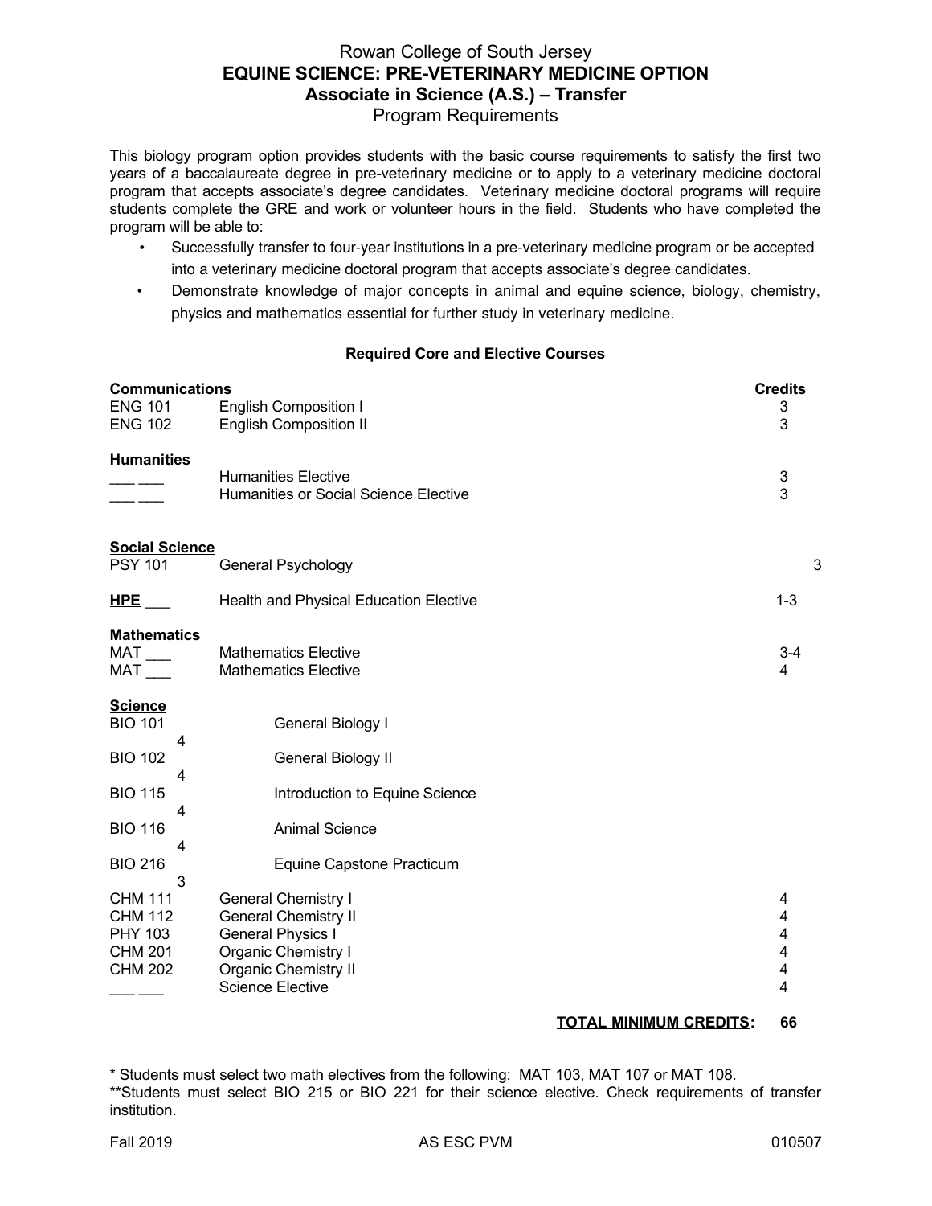# Rowan College of South Jersey
## EQUINE SCIENCE: PRE-VETERINARY MEDICINE OPTION
## Associate in Science (A.S.) – Transfer
### Program Requirements

This biology program option provides students with the basic course requirements to satisfy the first two years of a baccalaureate degree in pre-veterinary medicine or to apply to a veterinary medicine doctoral program that accepts associate's degree candidates. Veterinary medicine doctoral programs will require students complete the GRE and work or volunteer hours in the field. Students who have completed the program will be able to:

- Successfully transfer to four-year institutions in a pre-veterinary medicine program or be accepted into a veterinary medicine doctoral program that accepts associate's degree candidates.
- Demonstrate knowledge of major concepts in animal and equine science, biology, chemistry, physics and mathematics essential for further study in veterinary medicine.

**Required Core and Elective Courses**

| | | |
|---|---|---|
| **Communications** | | **Credits** |
| ENG 101 | English Composition I | 3 |
| ENG 102 | English Composition II | 3 |
| **Humanities** | | |
| ___ ___ | Humanities Elective | 3 |
| ___ ___ | Humanities or Social Science Elective | 3 |
| **Social Science** | | |
| PSY 101 | General Psychology | 3 |
| **HPE** ___ | Health and Physical Education Elective | 1-3 |
| **Mathematics** | | |
| MAT ___ | Mathematics Elective | 3-4 |
| MAT ___ | Mathematics Elective | 4 |
| **Science** | | |
| BIO 101 | General Biology I | 4 |
| BIO 102 | General Biology II | 4 |
| BIO 115 | Introduction to Equine Science | 4 |
| BIO 116 | Animal Science | 4 |
| BIO 216 | Equine Capstone Practicum | 3 |
| CHM 111 | General Chemistry I | 4 |
| CHM 112 | General Chemistry II | 4 |
| PHY 103 | General Physics I | 4 |
| CHM 201 | Organic Chemistry I | 4 |
| CHM 202 | Organic Chemistry II | 4 |
| ___ ___ | Science Elective | 4 |
| | **TOTAL MINIMUM CREDITS:** | **66** |

* Students must select two math electives from the following: MAT 103, MAT 107 or MAT 108.

**Students must select BIO 215 or BIO 221 for their science elective. Check requirements of transfer institution.

Fall 2019 AS ESC PVM 010507